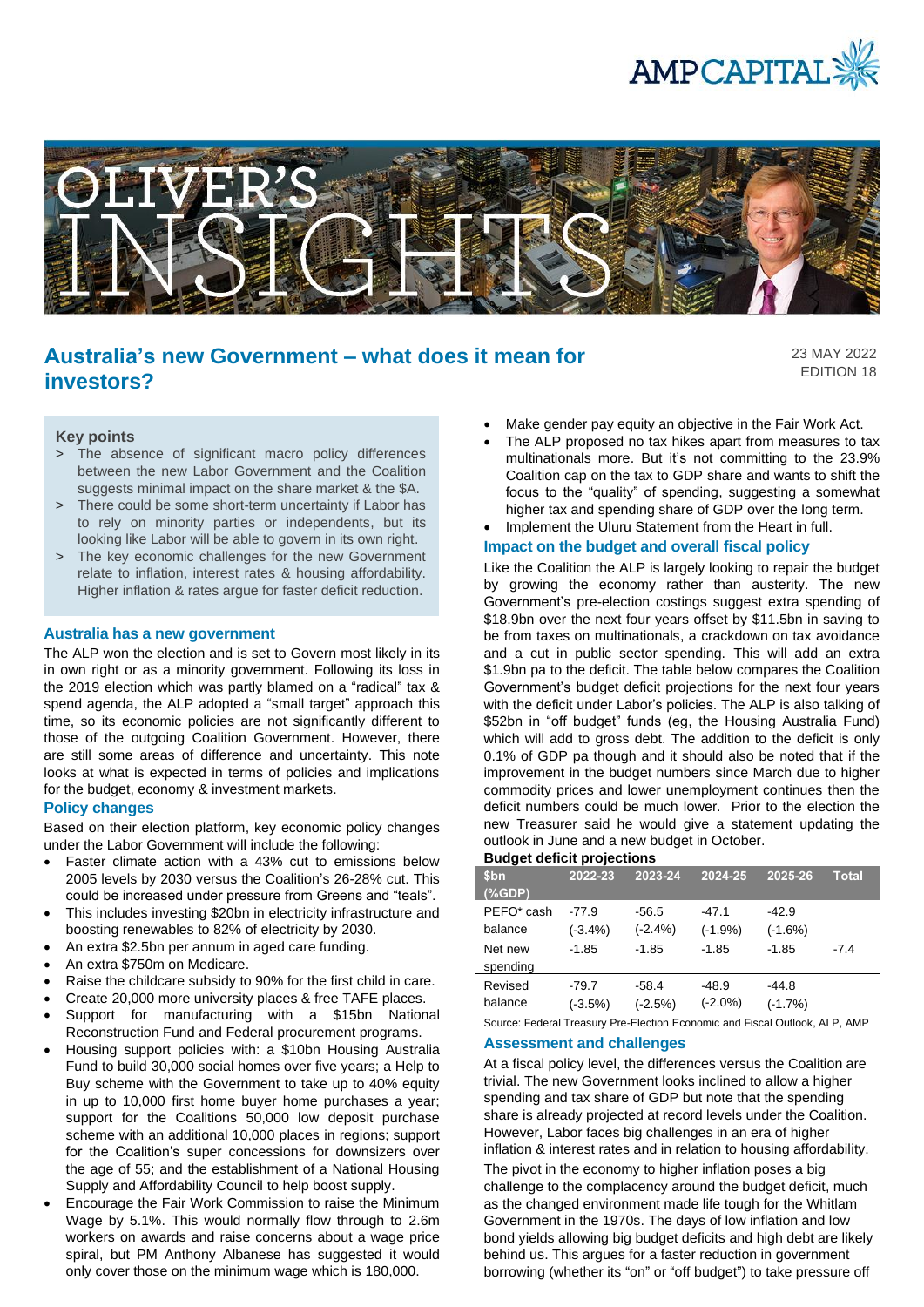# Australia's new Government – what does it mean for investors?

23 MAY 2022
EDITION 18

### Key points

> The absence of significant macro policy differences between the new Labor Government and the Coalition suggests minimal impact on the share market & the $A.

> There could be some short-term uncertainty if Labor has to rely on minority parties or independents, but its looking like Labor will be able to govern in its own right.

> The key economic challenges for the new Government relate to inflation, interest rates & housing affordability. Higher inflation & rates argue for faster deficit reduction.

## Australia has a new government

The ALP won the election and is set to Govern most likely in its in own right or as a minority government. Following its loss in the 2019 election which was partly blamed on a "radical" tax & spend agenda, the ALP adopted a "small target" approach this time, so its economic policies are not significantly different to those of the outgoing Coalition Government. However, there are still some areas of difference and uncertainty. This note looks at what is expected in terms of policies and implications for the budget, economy & investment markets.

## Policy changes

Based on their election platform, key economic policy changes under the Labor Government will include the following:

- Faster climate action with a 43% cut to emissions below 2005 levels by 2030 versus the Coalition's 26-28% cut. This could be increased under pressure from Greens and "teals".
- This includes investing $20bn in electricity infrastructure and boosting renewables to 82% of electricity by 2030.
- An extra $2.5bn per annum in aged care funding.
- An extra $750m on Medicare.
- Raise the childcare subsidy to 90% for the first child in care.
- Create 20,000 more university places & free TAFE places.
- Support for manufacturing with a $15bn National Reconstruction Fund and Federal procurement programs.
- Housing support policies with: a $10bn Housing Australia Fund to build 30,000 social homes over five years; a Help to Buy scheme with the Government to take up to 40% equity in up to 10,000 first home buyer home purchases a year; support for the Coalitions 50,000 low deposit purchase scheme with an additional 10,000 places in regions; support for the Coalition's super concessions for downsizers over the age of 55; and the establishment of a National Housing Supply and Affordability Council to help boost supply.
- Encourage the Fair Work Commission to raise the Minimum Wage by 5.1%. This would normally flow through to 2.6m workers on awards and raise concerns about a wage price spiral, but PM Anthony Albanese has suggested it would only cover those on the minimum wage which is 180,000.
- Make gender pay equity an objective in the Fair Work Act.
- The ALP proposed no tax hikes apart from measures to tax multinationals more. But it's not committing to the 23.9% Coalition cap on the tax to GDP share and wants to shift the focus to the "quality" of spending, suggesting a somewhat higher tax and spending share of GDP over the long term.
- Implement the Uluru Statement from the Heart in full.

## Impact on the budget and overall fiscal policy

Like the Coalition the ALP is largely looking to repair the budget by growing the economy rather than austerity. The new Government's pre-election costings suggest extra spending of $18.9bn over the next four years offset by $11.5bn in saving to be from taxes on multinationals, a crackdown on tax avoidance and a cut in public sector spending. This will add an extra $1.9bn pa to the deficit. The table below compares the Coalition Government's budget deficit projections for the next four years with the deficit under Labor's policies. The ALP is also talking of $52bn in "off budget" funds (eg, the Housing Australia Fund) which will add to gross debt. The addition to the deficit is only 0.1% of GDP pa though and it should also be noted that if the improvement in the budget numbers since March due to higher commodity prices and lower unemployment continues then the deficit numbers could be much lower. Prior to the election the new Treasurer said he would give a statement updating the outlook in June and a new budget in October.

**Budget deficit projections**

| $bn (%GDP) | 2022-23 | 2023-24 | 2024-25 | 2025-26 | Total |
|---|---|---|---|---|---|
| PEFO* cash balance | -77.9 (-3.4%) | -56.5 (-2.4%) | -47.1 (-1.9%) | -42.9 (-1.6%) | |
| Net new spending | -1.85 | -1.85 | -1.85 | -1.85 | -7.4 |
| Revised balance | -79.7 (-3.5%) | -58.4 (-2.5%) | -48.9 (-2.0%) | -44.8 (-1.7%) | |

Source: Federal Treasury Pre-Election Economic and Fiscal Outlook, ALP, AMP

## Assessment and challenges

At a fiscal policy level, the differences versus the Coalition are trivial. The new Government looks inclined to allow a higher spending and tax share of GDP but note that the spending share is already projected at record levels under the Coalition. However, Labor faces big challenges in an era of higher inflation & interest rates and in relation to housing affordability.

The pivot in the economy to higher inflation poses a big challenge to the complacency around the budget deficit, much as the changed environment made life tough for the Whitlam Government in the 1970s. The days of low inflation and low bond yields allowing big budget deficits and high debt are likely behind us. This argues for a faster reduction in government borrowing (whether its "on" or "off budget") to take pressure off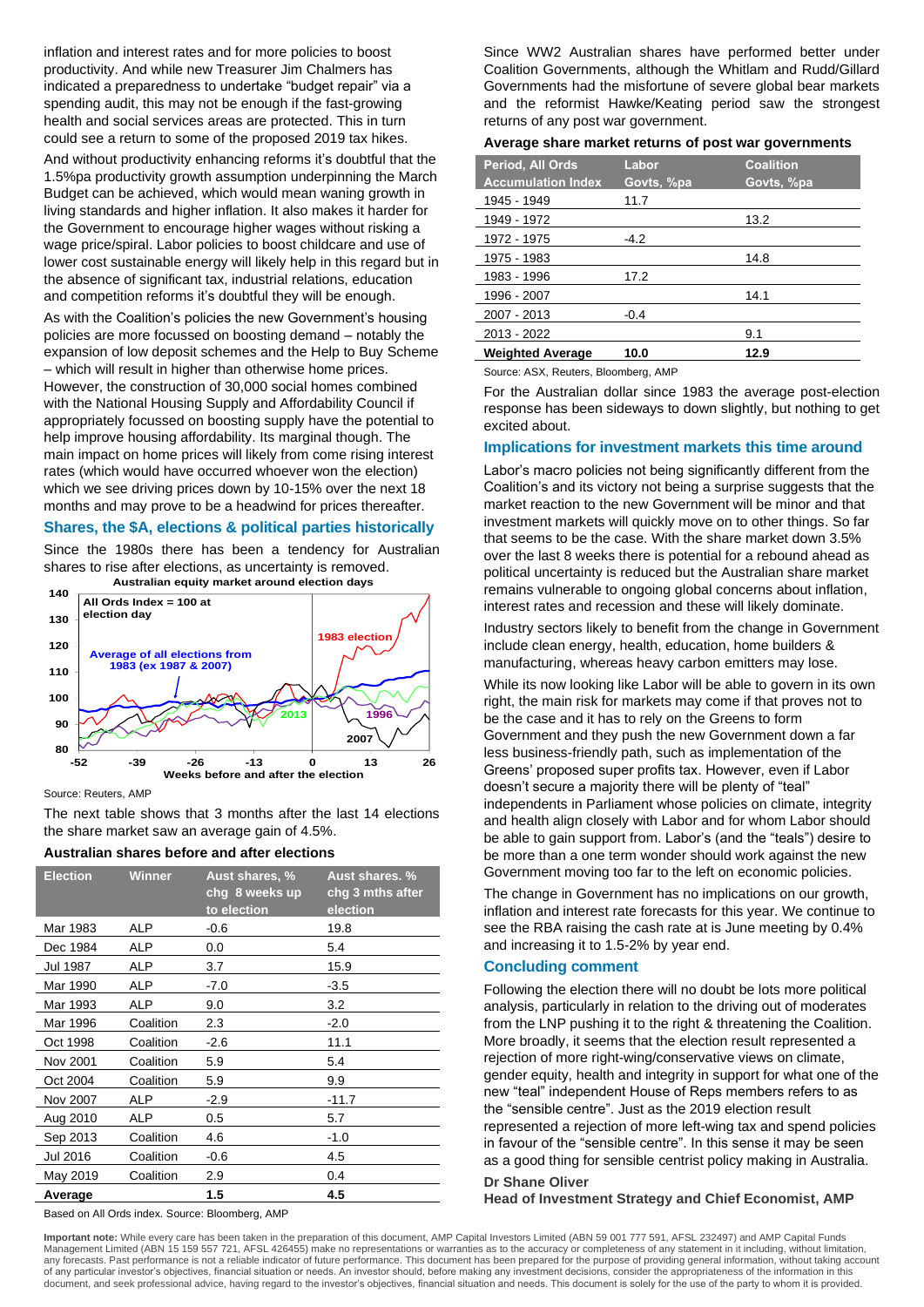inflation and interest rates and for more policies to boost productivity. And while new Treasurer Jim Chalmers has indicated a preparedness to undertake "budget repair" via a spending audit, this may not be enough if the fast-growing health and social services areas are protected. This in turn could see a return to some of the proposed 2019 tax hikes.

And without productivity enhancing reforms it's doubtful that the 1.5%pa productivity growth assumption underpinning the March Budget can be achieved, which would mean waning growth in living standards and higher inflation. It also makes it harder for the Government to encourage higher wages without risking a wage price/spiral. Labor policies to boost childcare and use of lower cost sustainable energy will likely help in this regard but in the absence of significant tax, industrial relations, education and competition reforms it's doubtful they will be enough.

As with the Coalition's policies the new Government's housing policies are more focussed on boosting demand – notably the expansion of low deposit schemes and the Help to Buy Scheme – which will result in higher than otherwise home prices. However, the construction of 30,000 social homes combined with the National Housing Supply and Affordability Council if appropriately focussed on boosting supply have the potential to help improve housing affordability. Its marginal though. The main impact on home prices will likely from come rising interest rates (which would have occurred whoever won the election) which we see driving prices down by 10-15% over the next 18 months and may prove to be a headwind for prices thereafter.

## Shares, the $A, elections & political parties historically

Since the 1980s there has been a tendency for Australian shares to rise after elections, as uncertainty is removed.

Australian equity market around election days

All Ords Index = 100 at election day

Average of all elections from 1983 (ex 1987 & 2007)

1983 election

2013

1996

2007

140
130
120
110
100
90
80

-52 -39 -26 -13 0 13 26

Weeks before and after the election

Source: Reuters, AMP

The next table shows that 3 months after the last 14 elections the share market saw an average gain of 4.5%.

**Australian shares before and after elections**

| Election | Winner | Aust shares, % chg 8 weeks up to election | Aust shares. % chg 3 mths after election |
|---|---|---|---|
| Mar 1983 | ALP | -0.6 | 19.8 |
| Dec 1984 | ALP | 0.0 | 5.4 |
| Jul 1987 | ALP | 3.7 | 15.9 |
| Mar 1990 | ALP | -7.0 | -3.5 |
| Mar 1993 | ALP | 9.0 | 3.2 |
| Mar 1996 | Coalition | 2.3 | -2.0 |
| Oct 1998 | Coalition | -2.6 | 11.1 |
| Nov 2001 | Coalition | 5.9 | 5.4 |
| Oct 2004 | Coalition | 5.9 | 9.9 |
| Nov 2007 | ALP | -2.9 | -11.7 |
| Aug 2010 | ALP | 0.5 | 5.7 |
| Sep 2013 | Coalition | 4.6 | -1.0 |
| Jul 2016 | Coalition | -0.6 | 4.5 |
| May 2019 | Coalition | 2.9 | 0.4 |
| **Average** | | **1.5** | **4.5** |

Based on All Ords index. Source: Bloomberg, AMP

Since WW2 Australian shares have performed better under Coalition Governments, although the Whitlam and Rudd/Gillard Governments had the misfortune of severe global bear markets and the reformist Hawke/Keating period saw the strongest returns of any post war government.

**Average share market returns of post war governments**

| Period, All Ords Accumulation Index | Labor Govts, %pa | Coalition Govts, %pa |
|---|---|---|
| 1945 - 1949 | 11.7 | |
| 1949 - 1972 | | 13.2 |
| 1972 - 1975 | -4.2 | |
| 1975 - 1983 | | 14.8 |
| 1983 - 1996 | 17.2 | |
| 1996 - 2007 | | 14.1 |
| 2007 - 2013 | -0.4 | |
| 2013 - 2022 | | 9.1 |
| **Weighted Average** | **10.0** | **12.9** |

Source: ASX, Reuters, Bloomberg, AMP

For the Australian dollar since 1983 the average post-election response has been sideways to down slightly, but nothing to get excited about.

## Implications for investment markets this time around

Labor's macro policies not being significantly different from the Coalition's and its victory not being a surprise suggests that the market reaction to the new Government will be minor and that investment markets will quickly move on to other things. So far that seems to be the case. With the share market down 3.5% over the last 8 weeks there is potential for a rebound ahead as political uncertainty is reduced but the Australian share market remains vulnerable to ongoing global concerns about inflation, interest rates and recession and these will likely dominate.

Industry sectors likely to benefit from the change in Government include clean energy, health, education, home builders & manufacturing, whereas heavy carbon emitters may lose.

While its now looking like Labor will be able to govern in its own right, the main risk for markets may come if that proves not to be the case and it has to rely on the Greens to form Government and they push the new Government down a far less business-friendly path, such as implementation of the Greens' proposed super profits tax. However, even if Labor doesn't secure a majority there will be plenty of "teal" independents in Parliament whose policies on climate, integrity and health align closely with Labor and for whom Labor should be able to gain support from. Labor's (and the "teals") desire to be more than a one term wonder should work against the new Government moving too far to the left on economic policies.

The change in Government has no implications on our growth, inflation and interest rate forecasts for this year. We continue to see the RBA raising the cash rate at is June meeting by 0.4% and increasing it to 1.5-2% by year end.

## Concluding comment

Following the election there will no doubt be lots more political analysis, particularly in relation to the driving out of moderates from the LNP pushing it to the right & threatening the Coalition. More broadly, it seems that the election result represented a rejection of more right-wing/conservative views on climate, gender equity, health and integrity in support for what one of the new "teal" independent House of Reps members refers to as the "sensible centre". Just as the 2019 election result represented a rejection of more left-wing tax and spend policies in favour of the "sensible centre". In this sense it may be seen as a good thing for sensible centrist policy making in Australia.

**Dr Shane Oliver**
**Head of Investment Strategy and Chief Economist, AMP**

**Important note:** While every care has been taken in the preparation of this document, AMP Capital Investors Limited (ABN 59 001 777 591, AFSL 232497) and AMP Capital Funds Management Limited (ABN 15 159 557 721, AFSL 426455) make no representations or warranties as to the accuracy or completeness of any statement in it including, without limitation, any forecasts. Past performance is not a reliable indicator of future performance. This document has been prepared for the purpose of providing general information, without taking account of any particular investor's objectives, financial situation or needs. An investor should, before making any investment decisions, consider the appropriateness of the information in this document, and seek professional advice, having regard to the investor's objectives, financial situation and needs. This document is solely for the use of the party to whom it is provided.